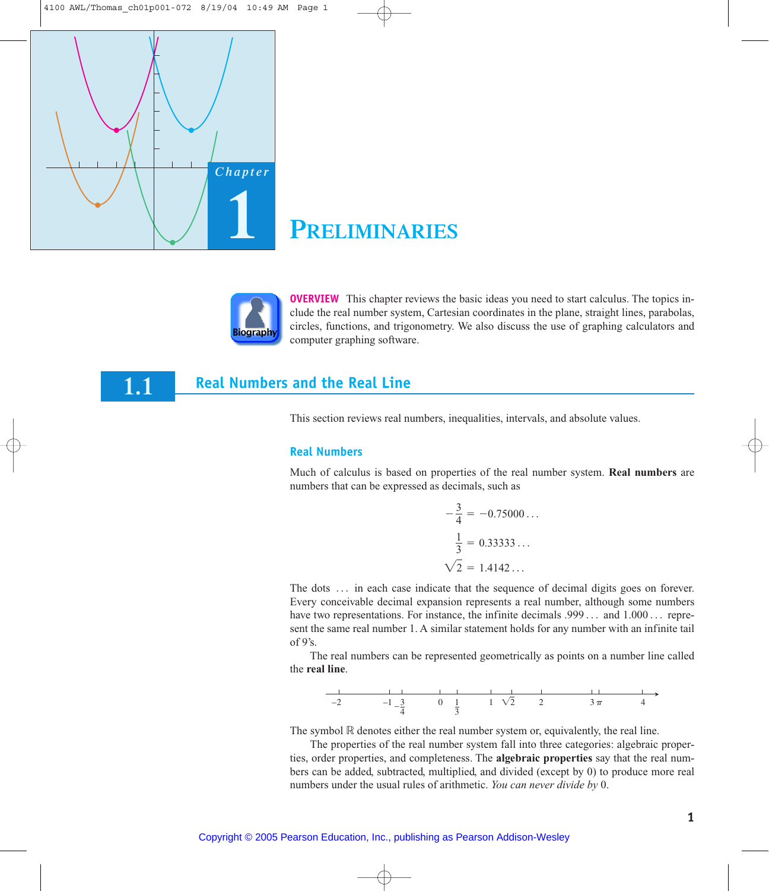# Chapter 1

# PRELIMINARIES

**OVERVIEW** This chapter reviews the basic ideas you need to start calculus. The topics include the real number system, Cartesian coordinates in the plane, straight lines, parabolas, circles, functions, and trigonometry. We also discuss the use of graphing calculators and computer graphing software.

## 1.1 Real Numbers and the Real Line

This section reviews real numbers, inequalities, intervals, and absolute values.

### Real Numbers

Much of calculus is based on properties of the real number system. **Real numbers** are numbers that can be expressed as decimals, such as

$$-\frac{3}{4} = -0.75000\ldots$$

$$\frac{1}{3} = 0.33333\ldots$$

$$\sqrt{2} = 1.4142\ldots$$

The dots $\ldots$ in each case indicate that the sequence of decimal digits goes on forever. Every conceivable decimal expansion represents a real number, although some numbers have two representations. For instance, the infinite decimals $.999\ldots$ and $1.000\ldots$ represent the same real number 1. A similar statement holds for any number with an infinite tail of 9's.

The real numbers can be represented geometrically as points on a number line called the **real line**.

$-2 \quad -1 \quad -\frac{3}{4} \quad 0 \quad \frac{1}{3} \quad 1 \quad \sqrt{2} \quad 2 \quad 3 \quad \pi \quad 4$

The symbol $\mathbb{R}$ denotes either the real number system or, equivalently, the real line.

The properties of the real number system fall into three categories: algebraic properties, order properties, and completeness. The **algebraic properties** say that the real numbers can be added, subtracted, multiplied, and divided (except by 0) to produce more real numbers under the usual rules of arithmetic. *You can never divide by* 0.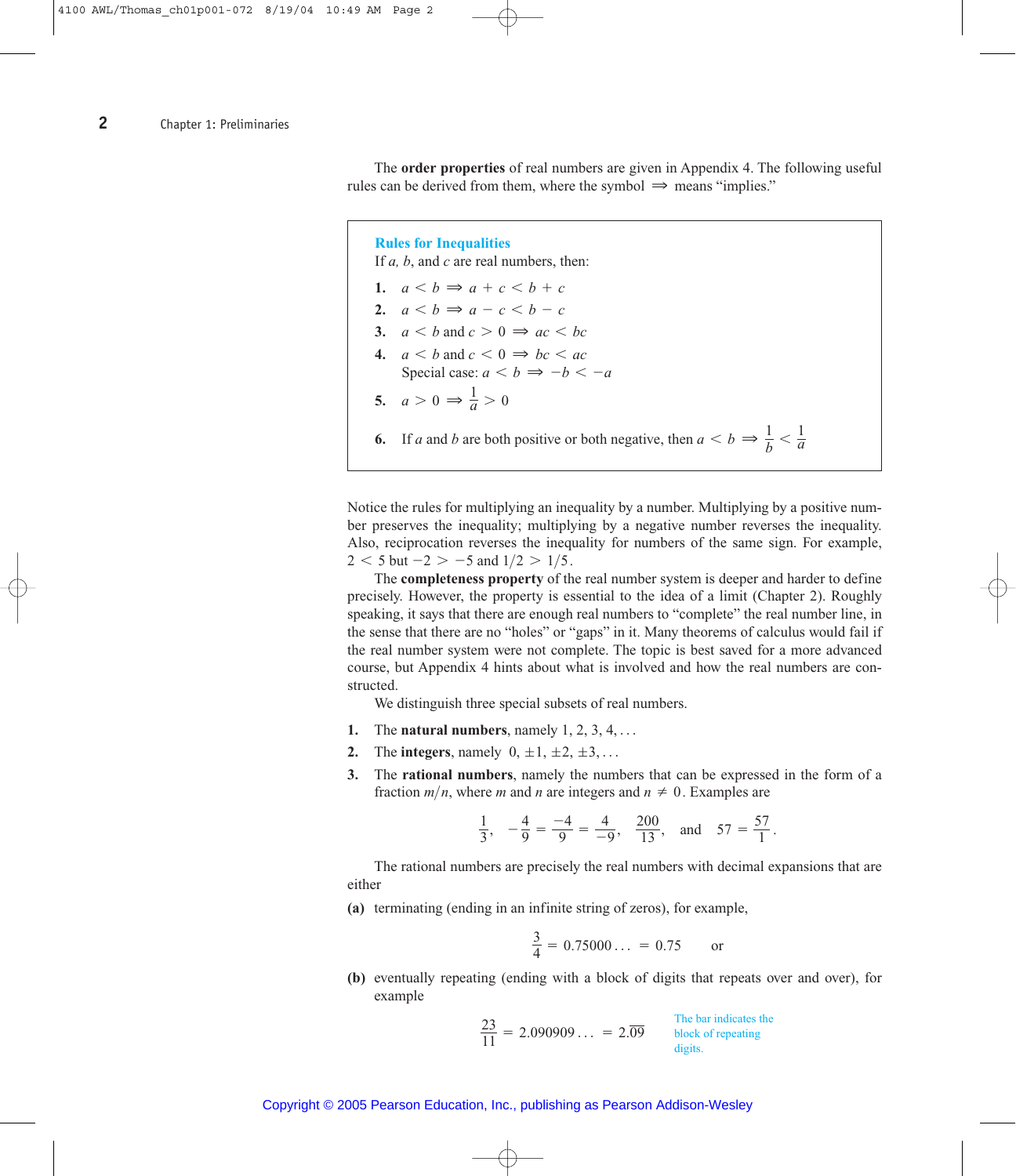The **order properties** of real numbers are given in Appendix 4. The following useful rules can be derived from them, where the symbol $\Rightarrow$ means "implies."

### Rules for Inequalities

If $a$, $b$, and $c$ are real numbers, then:

1. $a < b \Rightarrow a + c < b + c$
2. $a < b \Rightarrow a - c < b - c$
3. $a < b$ and $c > 0 \Rightarrow ac < bc$
4. $a < b$ and $c < 0 \Rightarrow bc < ac$
   Special case: $a < b \Rightarrow -b < -a$
5. $a > 0 \Rightarrow \frac{1}{a} > 0$
6. If $a$ and $b$ are both positive or both negative, then $a < b \Rightarrow \frac{1}{b} < \frac{1}{a}$

Notice the rules for multiplying an inequality by a number. Multiplying by a positive number preserves the inequality; multiplying by a negative number reverses the inequality. Also, reciprocation reverses the inequality for numbers of the same sign. For example, $2 < 5$ but $-2 > -5$ and $1/2 > 1/5$.

The **completeness property** of the real number system is deeper and harder to define precisely. However, the property is essential to the idea of a limit (Chapter 2). Roughly speaking, it says that there are enough real numbers to "complete" the real number line, in the sense that there are no "holes" or "gaps" in it. Many theorems of calculus would fail if the real number system were not complete. The topic is best saved for a more advanced course, but Appendix 4 hints about what is involved and how the real numbers are constructed.

We distinguish three special subsets of real numbers.

1. The **natural numbers**, namely $1, 2, 3, 4, \ldots$
2. The **integers**, namely $0, \pm 1, \pm 2, \pm 3, \ldots$
3. The **rational numbers**, namely the numbers that can be expressed in the form of a fraction $m/n$, where $m$ and $n$ are integers and $n \neq 0$. Examples are

$$\frac{1}{3}, \quad -\frac{4}{9} = \frac{-4}{9} = \frac{4}{-9}, \quad \frac{200}{13}, \quad \text{and} \quad 57 = \frac{57}{1}.$$

The rational numbers are precisely the real numbers with decimal expansions that are either

**(a)** terminating (ending in an infinite string of zeros), for example,

$$\frac{3}{4} = 0.75000\ldots = 0.75 \qquad \text{or}$$

**(b)** eventually repeating (ending with a block of digits that repeats over and over), for example

$$\frac{23}{11} = 2.090909\ldots = 2.\overline{09}$$

The bar indicates the block of repeating digits.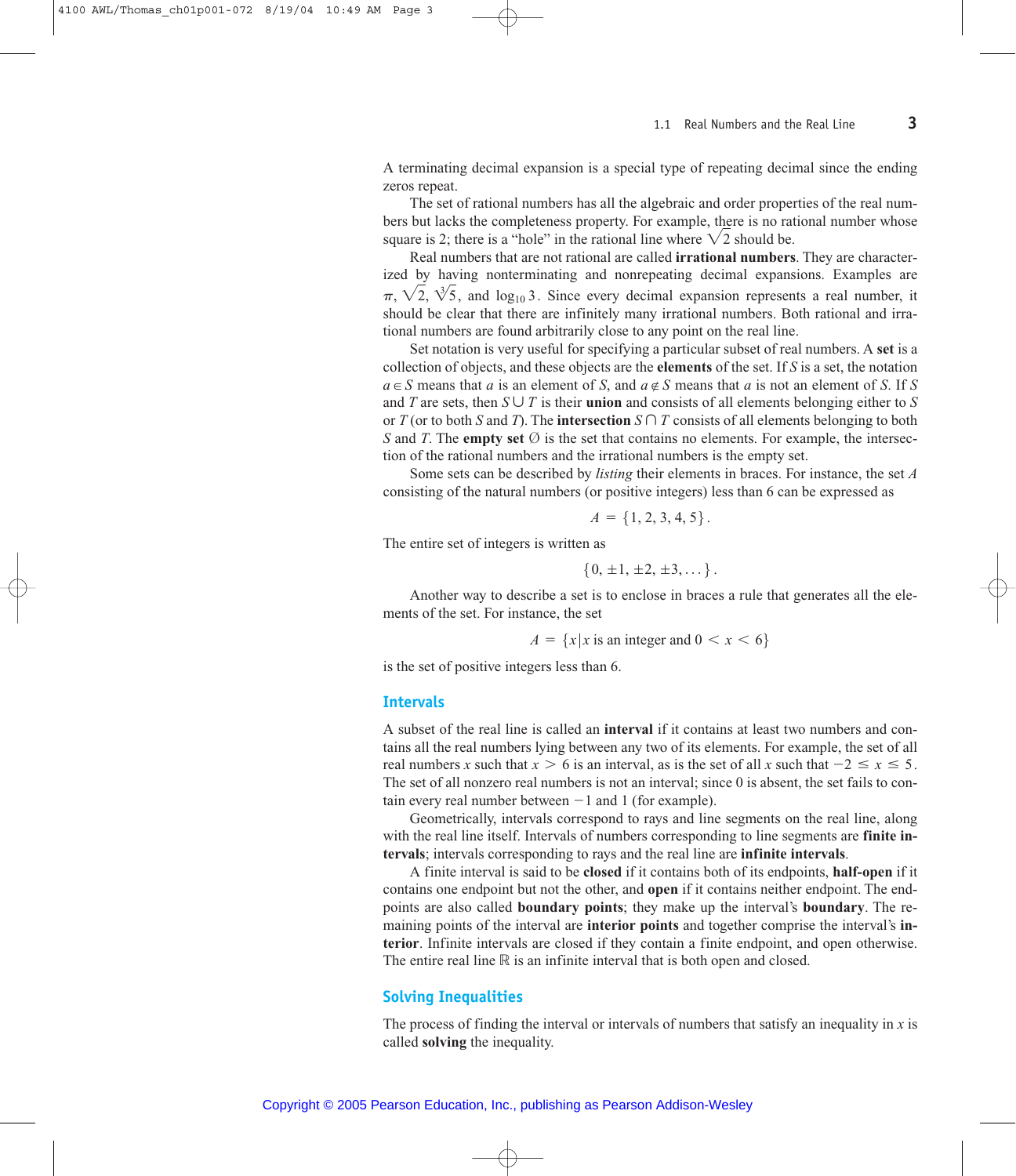A terminating decimal expansion is a special type of repeating decimal since the ending zeros repeat.

The set of rational numbers has all the algebraic and order properties of the real numbers but lacks the completeness property. For example, there is no rational number whose square is 2; there is a "hole" in the rational line where $\sqrt{2}$ should be.

Real numbers that are not rational are called **irrational numbers**. They are characterized by having nonterminating and nonrepeating decimal expansions. Examples are $\pi$, $\sqrt{2}$, $\sqrt[3]{5}$, and $\log_{10} 3$. Since every decimal expansion represents a real number, it should be clear that there are infinitely many irrational numbers. Both rational and irrational numbers are found arbitrarily close to any point on the real line.

Set notation is very useful for specifying a particular subset of real numbers. A **set** is a collection of objects, and these objects are the **elements** of the set. If $S$ is a set, the notation $a \in S$ means that $a$ is an element of $S$, and $a \notin S$ means that $a$ is not an element of $S$. If $S$ and $T$ are sets, then $S \cup T$ is their **union** and consists of all elements belonging either to $S$ or $T$ (or to both $S$ and $T$). The **intersection** $S \cap T$ consists of all elements belonging to both $S$ and $T$. The **empty set** $\varnothing$ is the set that contains no elements. For example, the intersection of the rational numbers and the irrational numbers is the empty set.

Some sets can be described by *listing* their elements in braces. For instance, the set $A$ consisting of the natural numbers (or positive integers) less than 6 can be expressed as

$$A = \{1, 2, 3, 4, 5\}.$$

The entire set of integers is written as

$$\{0, \pm 1, \pm 2, \pm 3, \ldots\}.$$

Another way to describe a set is to enclose in braces a rule that generates all the elements of the set. For instance, the set

$$A = \{x \mid x \text{ is an integer and } 0 < x < 6\}$$

is the set of positive integers less than 6.

## Intervals

A subset of the real line is called an **interval** if it contains at least two numbers and contains all the real numbers lying between any two of its elements. For example, the set of all real numbers $x$ such that $x > 6$ is an interval, as is the set of all $x$ such that $-2 \leq x \leq 5$. The set of all nonzero real numbers is not an interval; since 0 is absent, the set fails to contain every real number between $-1$ and 1 (for example).

Geometrically, intervals correspond to rays and line segments on the real line, along with the real line itself. Intervals of numbers corresponding to line segments are **finite intervals**; intervals corresponding to rays and the real line are **infinite intervals**.

A finite interval is said to be **closed** if it contains both of its endpoints, **half-open** if it contains one endpoint but not the other, and **open** if it contains neither endpoint. The endpoints are also called **boundary points**; they make up the interval's **boundary**. The remaining points of the interval are **interior points** and together comprise the interval's **interior**. Infinite intervals are closed if they contain a finite endpoint, and open otherwise. The entire real line $\mathbb{R}$ is an infinite interval that is both open and closed.

## Solving Inequalities

The process of finding the interval or intervals of numbers that satisfy an inequality in $x$ is called **solving** the inequality.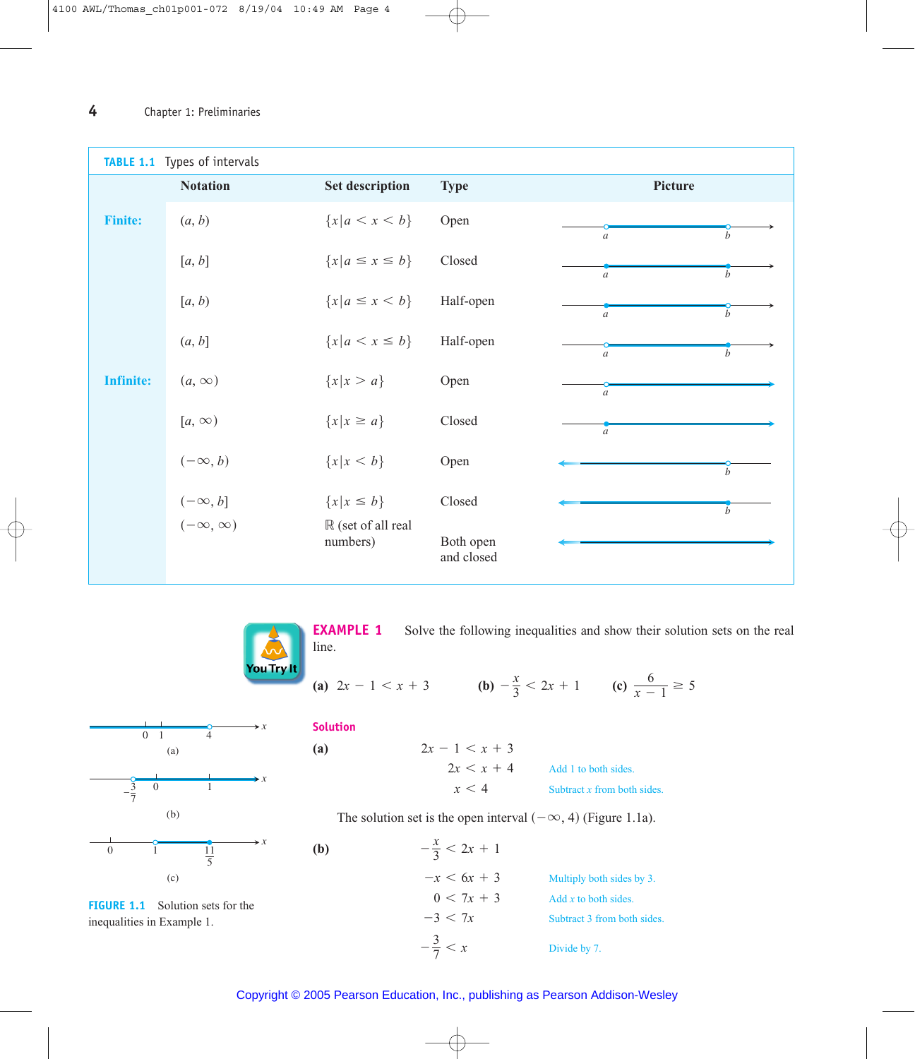**TABLE 1.1** Types of intervals

| | Notation | Set description | Type | Picture |
|---|---|---|---|---|
| **Finite:** | $(a, b)$ | $\{x \mid a < x < b\}$ | Open | |
| | $[a, b]$ | $\{x \mid a \leq x \leq b\}$ | Closed | |
| | $[a, b)$ | $\{x \mid a \leq x < b\}$ | Half-open | |
| | $(a, b]$ | $\{x \mid a < x \leq b\}$ | Half-open | |
| **Infinite:** | $(a, \infty)$ | $\{x \mid x > a\}$ | Open | |
| | $[a, \infty)$ | $\{x \mid x \geq a\}$ | Closed | |
| | $(-\infty, b)$ | $\{x \mid x < b\}$ | Open | |
| | $(-\infty, b]$ | $\{x \mid x \leq b\}$ | Closed | |
| | $(-\infty, \infty)$ | $\mathbb{R}$ (set of all real numbers) | Both open and closed | |

**EXAMPLE 1** Solve the following inequalities and show their solution sets on the real line.

**(a)** $2x - 1 < x + 3$ **(b)** $-\frac{x}{3} < 2x + 1$ **(c)** $\frac{6}{x - 1} \geq 5$

**Solution**

**(a)**

$$2x - 1 < x + 3$$

$$2x < x + 4 \qquad \text{Add 1 to both sides.}$$

$$x < 4 \qquad \text{Subtract } x \text{ from both sides.}$$

The solution set is the open interval $(-\infty, 4)$ (Figure 1.1a).

**(b)**

$$-\frac{x}{3} < 2x + 1$$

$$-x < 6x + 3 \qquad \text{Multiply both sides by 3.}$$

$$0 < 7x + 3 \qquad \text{Add } x \text{ to both sides.}$$

$$-3 < 7x \qquad \text{Subtract 3 from both sides.}$$

$$-\frac{3}{7} < x \qquad \text{Divide by 7.}$$

**FIGURE 1.1** Solution sets for the inequalities in Example 1.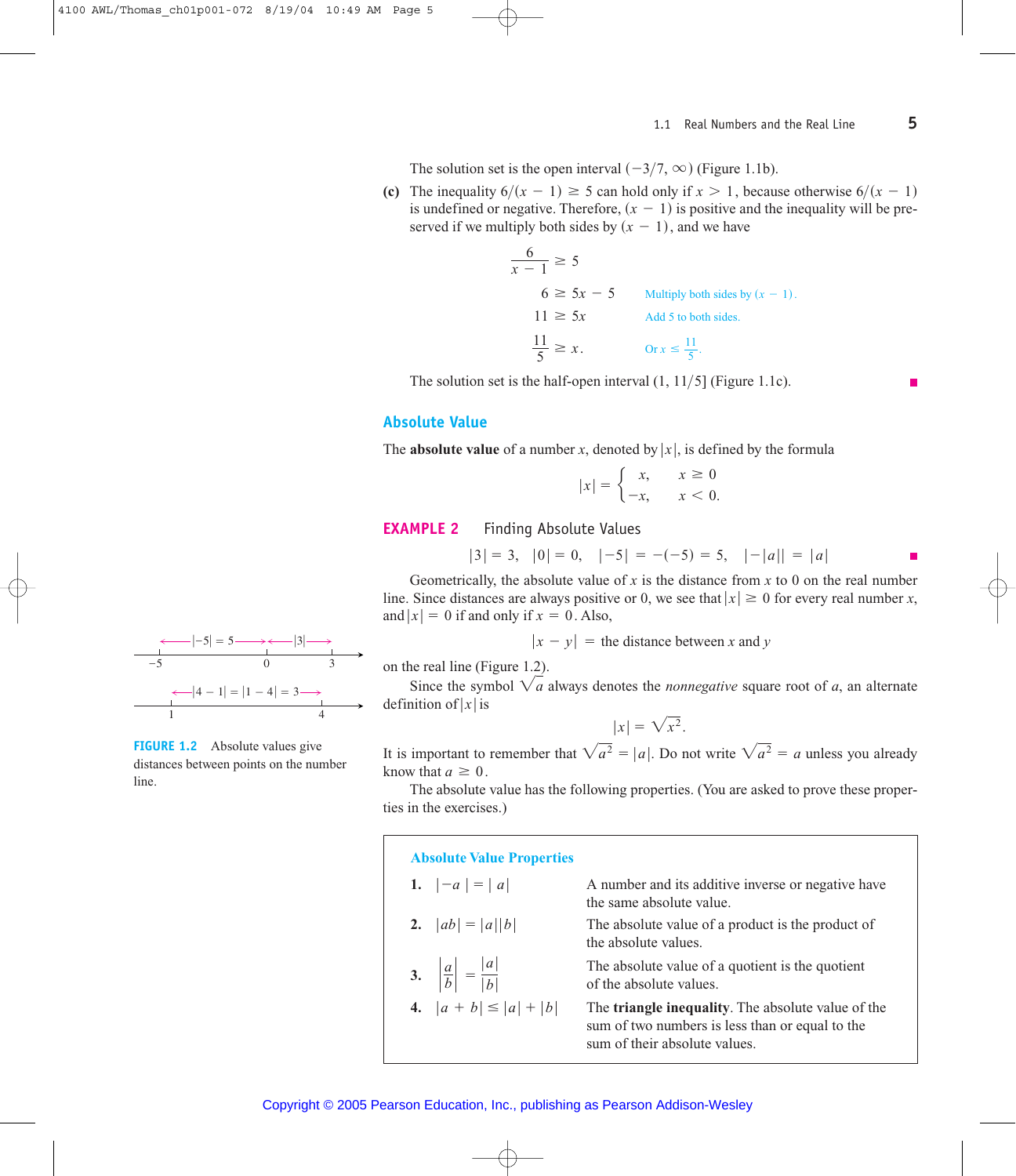The solution set is the open interval $(-3/7, \infty)$ (Figure 1.1b).

**(c)** The inequality $6/(x-1) \geq 5$ can hold only if $x > 1$, because otherwise $6/(x-1)$ is undefined or negative. Therefore, $(x-1)$ is positive and the inequality will be preserved if we multiply both sides by $(x-1)$, and we have

$$\frac{6}{x-1} \geq 5$$

$$6 \geq 5x - 5 \qquad \text{Multiply both sides by } (x-1).$$

$$11 \geq 5x \qquad \text{Add 5 to both sides.}$$

$$\frac{11}{5} \geq x. \qquad \text{Or } x \leq \frac{11}{5}.$$

The solution set is the half-open interval $(1, 11/5]$ (Figure 1.1c).

## Absolute Value

The **absolute value** of a number $x$, denoted by $|x|$, is defined by the formula

$$|x| = \begin{cases} x, & x \geq 0 \\ -x, & x < 0. \end{cases}$$

**EXAMPLE 2** Finding Absolute Values

$$|3| = 3, \quad |0| = 0, \quad |-5| = -(-5) = 5, \quad |-|a|| = |a|$$

Geometrically, the absolute value of $x$ is the distance from $x$ to 0 on the real number line. Since distances are always positive or 0, we see that $|x| \geq 0$ for every real number $x$, and $|x| = 0$ if and only if $x = 0$. Also,

$$|x - y| = \text{the distance between } x \text{ and } y$$

on the real line (Figure 1.2).

**FIGURE 1.2** Absolute values give distances between points on the number line.

Since the symbol $\sqrt{a}$ always denotes the *nonnegative* square root of $a$, an alternate definition of $|x|$ is

$$|x| = \sqrt{x^2}.$$

It is important to remember that $\sqrt{a^2} = |a|$. Do not write $\sqrt{a^2} = a$ unless you already know that $a \geq 0$.

The absolute value has the following properties. (You are asked to prove these properties in the exercises.)

### Absolute Value Properties

| | | |
|---|---|---|
| 1. | $\lvert -a \rvert = \lvert a \rvert$ | A number and its additive inverse or negative have the same absolute value. |
| 2. | $\lvert ab \rvert = \lvert a \rvert \lvert b \rvert$ | The absolute value of a product is the product of the absolute values. |
| 3. | $\left\lvert \frac{a}{b} \right\rvert = \frac{\lvert a \rvert}{\lvert b \rvert}$ | The absolute value of a quotient is the quotient of the absolute values. |
| 4. | $\lvert a + b \rvert \leq \lvert a \rvert + \lvert b \rvert$ | The **triangle inequality**. The absolute value of the sum of two numbers is less than or equal to the sum of their absolute values. |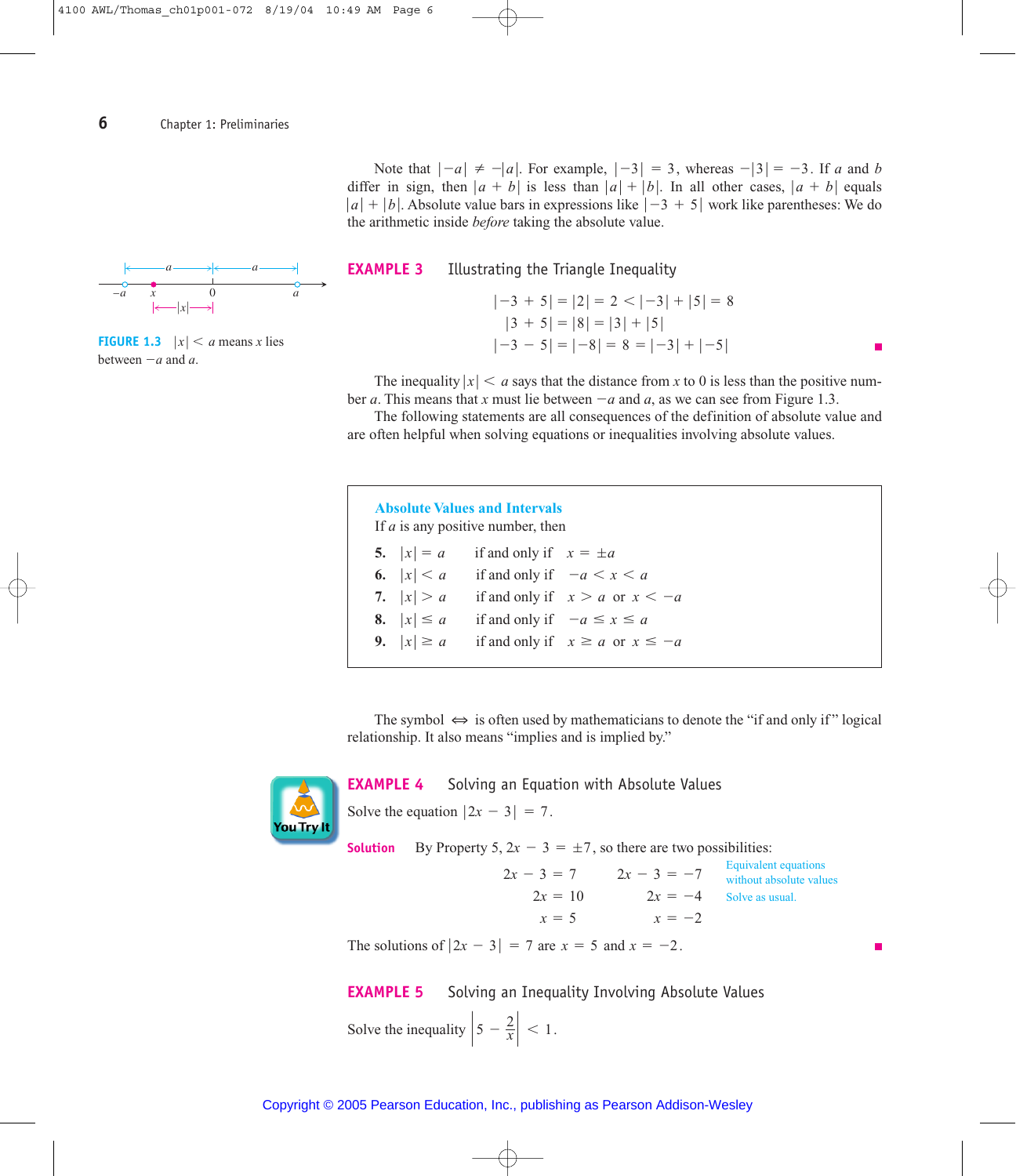Note that $|-a| \neq -|a|$. For example, $|-3| = 3$, whereas $-|3| = -3$. If $a$ and $b$ differ in sign, then $|a + b|$ is less than $|a| + |b|$. In all other cases, $|a + b|$ equals $|a| + |b|$. Absolute value bars in expressions like $|-3 + 5|$ work like parentheses: We do the arithmetic inside *before* taking the absolute value.

**FIGURE 1.3** $|x| < a$ means $x$ lies between $-a$ and $a$.

## EXAMPLE 3 Illustrating the Triangle Inequality

$$|-3 + 5| = |2| = 2 < |-3| + |5| = 8$$
$$|3 + 5| = |8| = |3| + |5|$$
$$|-3 - 5| = |-8| = 8 = |-3| + |-5|$$

The inequality $|x| < a$ says that the distance from $x$ to 0 is less than the positive number $a$. This means that $x$ must lie between $-a$ and $a$, as we can see from Figure 1.3.

The following statements are all consequences of the definition of absolute value and are often helpful when solving equations or inequalities involving absolute values.

### Absolute Values and Intervals

If $a$ is any positive number, then

**5.** $|x| = a$ if and only if $x = \pm a$

**6.** $|x| < a$ if and only if $-a < x < a$

**7.** $|x| > a$ if and only if $x > a$ or $x < -a$

**8.** $|x| \leq a$ if and only if $-a \leq x \leq a$

**9.** $|x| \geq a$ if and only if $x \geq a$ or $x \leq -a$

The symbol $\Leftrightarrow$ is often used by mathematicians to denote the "if and only if" logical relationship. It also means "implies and is implied by."

## EXAMPLE 4 Solving an Equation with Absolute Values

Solve the equation $|2x - 3| = 7$.

**Solution** By Property 5, $2x - 3 = \pm 7$, so there are two possibilities:

$$2x - 3 = 7 \qquad 2x - 3 = -7 \qquad \text{Equivalent equations without absolute values}$$
$$2x = 10 \qquad 2x = -4 \qquad \text{Solve as usual.}$$
$$x = 5 \qquad x = -2$$

The solutions of $|2x - 3| = 7$ are $x = 5$ and $x = -2$.

## EXAMPLE 5 Solving an Inequality Involving Absolute Values

Solve the inequality $\left|5 - \dfrac{2}{x}\right| < 1$.

Copyright © 2005 Pearson Education, Inc., publishing as Pearson Addison-Wesley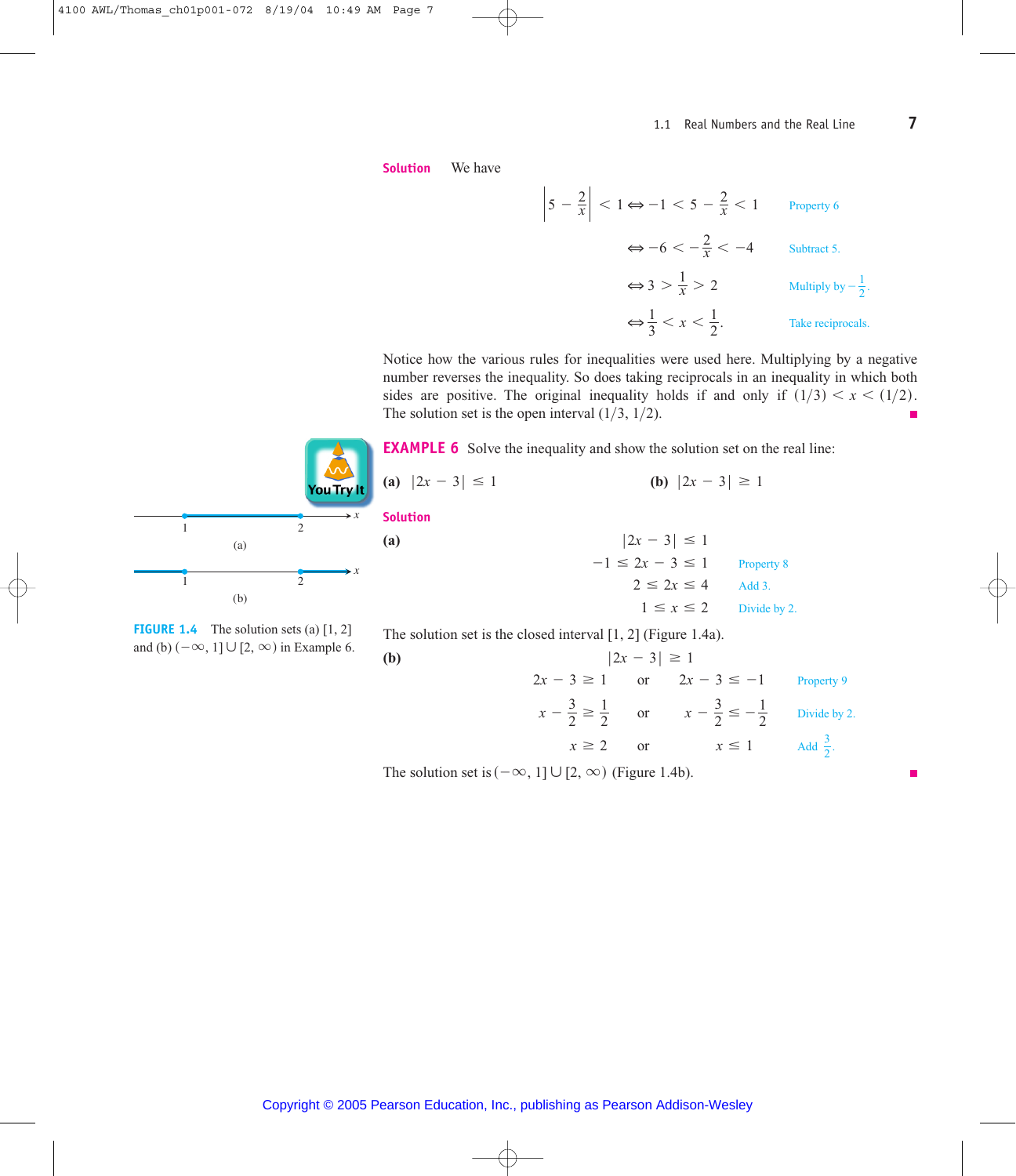**Solution** We have

$$\left|5 - \frac{2}{x}\right| < 1 \Leftrightarrow -1 < 5 - \frac{2}{x} < 1 \qquad \text{Property 6}$$

$$\Leftrightarrow -6 < -\frac{2}{x} < -4 \qquad \text{Subtract 5.}$$

$$\Leftrightarrow 3 > \frac{1}{x} > 2 \qquad \text{Multiply by } -\tfrac{1}{2}.$$

$$\Leftrightarrow \frac{1}{3} < x < \frac{1}{2}. \qquad \text{Take reciprocals.}$$

Notice how the various rules for inequalities were used here. Multiplying by a negative number reverses the inequality. So does taking reciprocals in an inequality in which both sides are positive. The original inequality holds if and only if $(1/3) < x < (1/2)$. The solution set is the open interval $(1/3, 1/2)$. ■

**EXAMPLE 6** Solve the inequality and show the solution set on the real line:

**(a)** $|2x - 3| \leq 1$ **(b)** $|2x - 3| \geq 1$

**Solution**

**(a)**

$$|2x - 3| \leq 1$$

$$-1 \leq 2x - 3 \leq 1 \qquad \text{Property 8}$$

$$2 \leq 2x \leq 4 \qquad \text{Add 3.}$$

$$1 \leq x \leq 2 \qquad \text{Divide by 2.}$$

The solution set is the closed interval $[1, 2]$ (Figure 1.4a).

**(b)**

$$|2x - 3| \geq 1$$

$$2x - 3 \geq 1 \quad \text{or} \quad 2x - 3 \leq -1 \qquad \text{Property 9}$$

$$x - \frac{3}{2} \geq \frac{1}{2} \quad \text{or} \quad x - \frac{3}{2} \leq -\frac{1}{2} \qquad \text{Divide by 2.}$$

$$x \geq 2 \quad \text{or} \quad x \leq 1 \qquad \text{Add } \tfrac{3}{2}.$$

The solution set is $(-\infty, 1] \cup [2, \infty)$ (Figure 1.4b). ■

1 2 x
(a)

1 2 x
(b)

**FIGURE 1.4** The solution sets (a) $[1, 2]$ and (b) $(-\infty, 1] \cup [2, \infty)$ in Example 6.